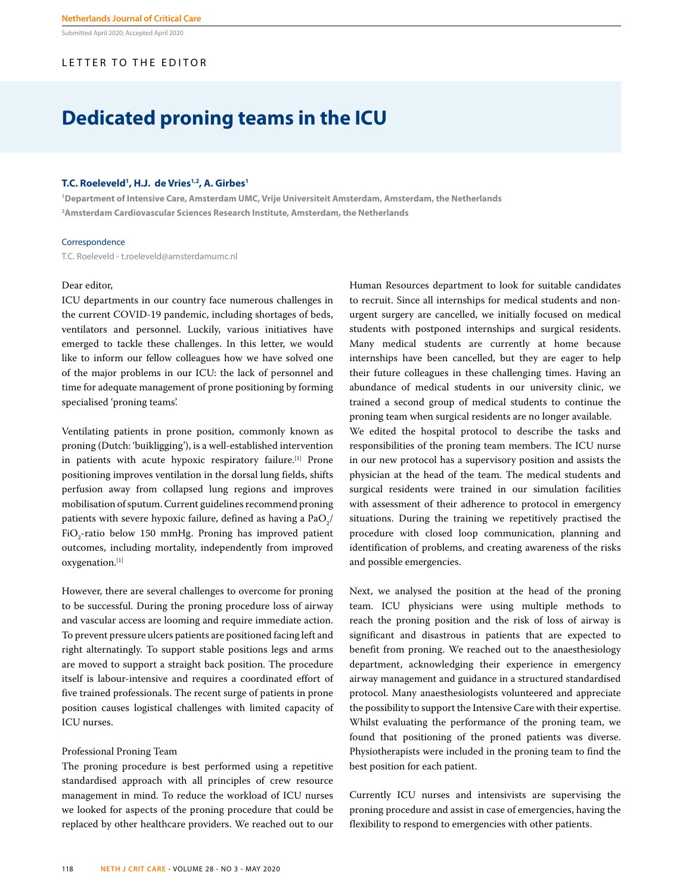Submitted April 2020; Accepted April 2020

LETTER TO THE EDITOR

# Dedicated proning teams in the ICU

**T.C. Roeleveld[1], H.J. de Vries[1,2], A. Girbes[1]**

[1]Department of Intensive Care, Amsterdam UMC, Vrije Universiteit Amsterdam, Amsterdam, the Netherlands
[2]Amsterdam Cardiovascular Sciences Research Institute, Amsterdam, the Netherlands

Correspondence

T.C. Roeleveld - t.roeleveld@amsterdamumc.nl

Dear editor,

ICU departments in our country face numerous challenges in the current COVID-19 pandemic, including shortages of beds, ventilators and personnel. Luckily, various initiatives have emerged to tackle these challenges. In this letter, we would like to inform our fellow colleagues how we have solved one of the major problems in our ICU: the lack of personnel and time for adequate management of prone positioning by forming specialised 'proning teams'.

Ventilating patients in prone position, commonly known as proning (Dutch: 'buikligging'), is a well-established intervention in patients with acute hypoxic respiratory failure.[1] Prone positioning improves ventilation in the dorsal lung fields, shifts perfusion away from collapsed lung regions and improves mobilisation of sputum. Current guidelines recommend proning patients with severe hypoxic failure, defined as having a $PaO_2$/$FiO_2$-ratio below 150 mmHg. Proning has improved patient outcomes, including mortality, independently from improved oxygenation.[1]

However, there are several challenges to overcome for proning to be successful. During the proning procedure loss of airway and vascular access are looming and require immediate action. To prevent pressure ulcers patients are positioned facing left and right alternatingly. To support stable positions legs and arms are moved to support a straight back position. The procedure itself is labour-intensive and requires a coordinated effort of five trained professionals. The recent surge of patients in prone position causes logistical challenges with limited capacity of ICU nurses.

## Professional Proning Team

The proning procedure is best performed using a repetitive standardised approach with all principles of crew resource management in mind. To reduce the workload of ICU nurses we looked for aspects of the proning procedure that could be replaced by other healthcare providers. We reached out to our Human Resources department to look for suitable candidates to recruit. Since all internships for medical students and non-urgent surgery are cancelled, we initially focused on medical students with postponed internships and surgical residents. Many medical students are currently at home because internships have been cancelled, but they are eager to help their future colleagues in these challenging times. Having an abundance of medical students in our university clinic, we trained a second group of medical students to continue the proning team when surgical residents are no longer available.

We edited the hospital protocol to describe the tasks and responsibilities of the proning team members. The ICU nurse in our new protocol has a supervisory position and assists the physician at the head of the team. The medical students and surgical residents were trained in our simulation facilities with assessment of their adherence to protocol in emergency situations. During the training we repetitively practised the procedure with closed loop communication, planning and identification of problems, and creating awareness of the risks and possible emergencies.

Next, we analysed the position at the head of the proning team. ICU physicians were using multiple methods to reach the proning position and the risk of loss of airway is significant and disastrous in patients that are expected to benefit from proning. We reached out to the anaesthesiology department, acknowledging their experience in emergency airway management and guidance in a structured standardised protocol. Many anaesthesiologists volunteered and appreciate the possibility to support the Intensive Care with their expertise. Whilst evaluating the performance of the proning team, we found that positioning of the proned patients was diverse. Physiotherapists were included in the proning team to find the best position for each patient.

Currently ICU nurses and intensivists are supervising the proning procedure and assist in case of emergencies, having the flexibility to respond to emergencies with other patients.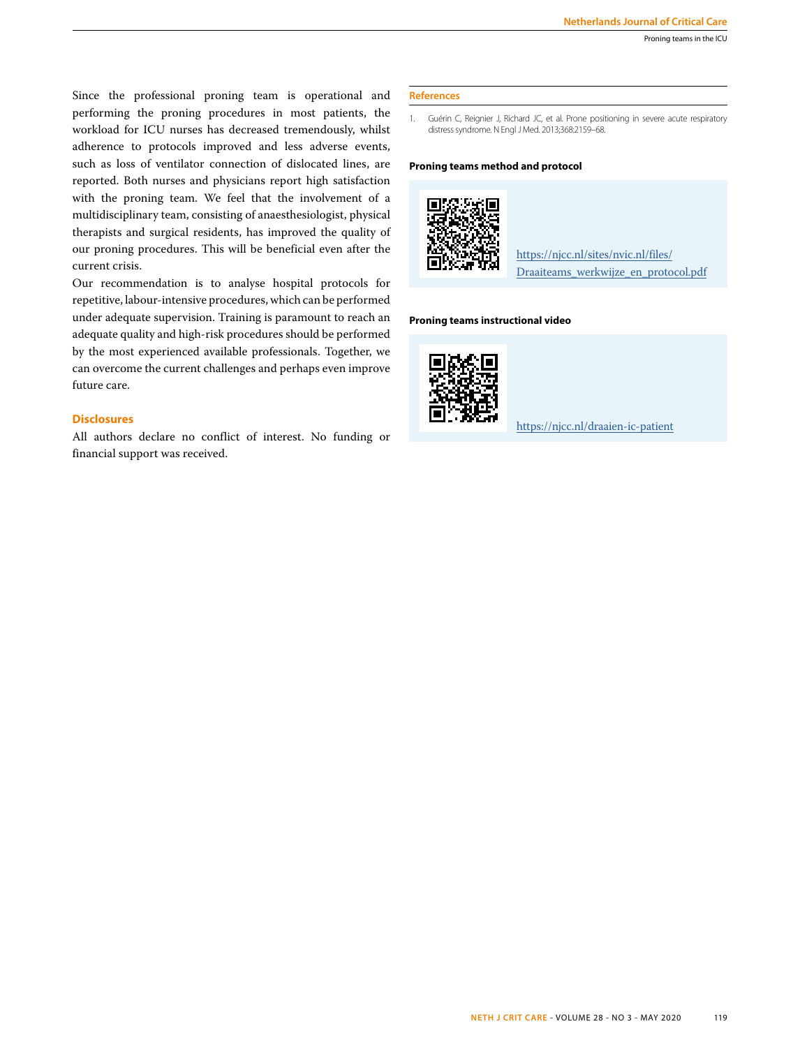Since the professional proning team is operational and performing the proning procedures in most patients, the workload for ICU nurses has decreased tremendously, whilst adherence to protocols improved and less adverse events, such as loss of ventilator connection of dislocated lines, are reported. Both nurses and physicians report high satisfaction with the proning team. We feel that the involvement of a multidisciplinary team, consisting of anaesthesiologist, physical therapists and surgical residents, has improved the quality of our proning procedures. This will be beneficial even after the current crisis.

Our recommendation is to analyse hospital protocols for repetitive, labour-intensive procedures, which can be performed under adequate supervision. Training is paramount to reach an adequate quality and high-risk procedures should be performed by the most experienced available professionals. Together, we can overcome the current challenges and perhaps even improve future care.

## Disclosures

All authors declare no conflict of interest. No funding or financial support was received.

## References

1. Guérin C, Reignier J, Richard JC, et al. Prone positioning in severe acute respiratory distress syndrome. N Engl J Med. 2013;368:2159–68.

**Proning teams method and protocol**

https://njcc.nl/sites/nvic.nl/files/Draaiteams_werkwijze_en_protocol.pdf

**Proning teams instructional video**

https://njcc.nl/draaien-ic-patient